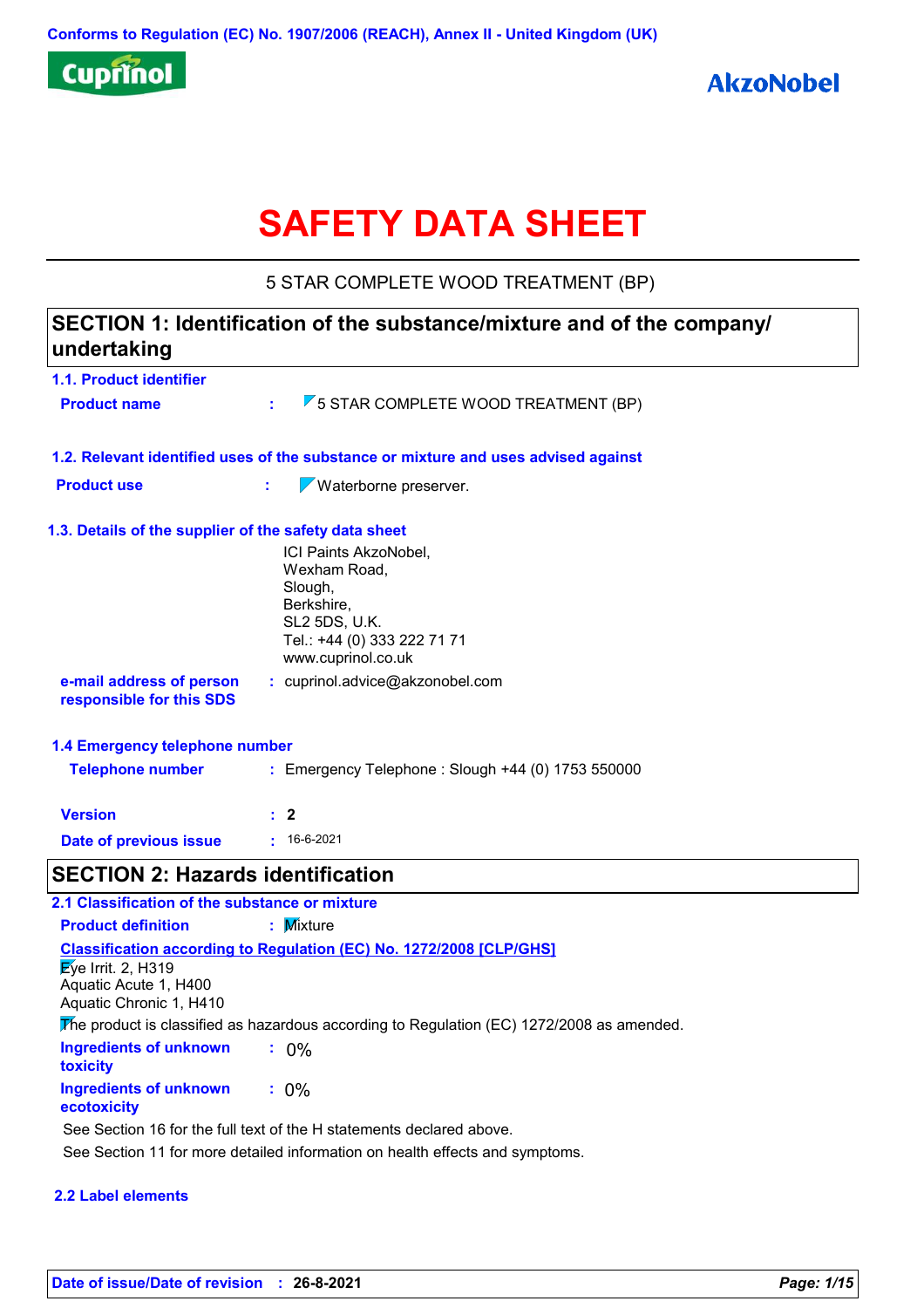Conforms to Regulation (EC) No. 1907/2006 (REACH), Annex II - United Kingdom (UK)

Cuprinol

AkzoNobel

# SAFETY DATA SHEET

5 STAR COMPLETE WOOD TREATMENT (BP)

## SECTION 1: Identification of the substance/mixture and of the company/ undertaking

### 1.1. Product identifier

**Product name** : 5 STAR COMPLETE WOOD TREATMENT (BP)

### 1.2. Relevant identified uses of the substance or mixture and uses advised against

**Product use** : Waterborne preserver.

### 1.3. Details of the supplier of the safety data sheet

ICI Paints AkzoNobel,
Wexham Road,
Slough,
Berkshire,
SL2 5DS, U.K.
Tel.: +44 (0) 333 222 71 71
www.cuprinol.co.uk

**e-mail address of person responsible for this SDS** : cuprinol.advice@akzonobel.com

### 1.4 Emergency telephone number

**Telephone number** : Emergency Telephone : Slough +44 (0) 1753 550000

**Version** : 2

**Date of previous issue** : 16-6-2021

## SECTION 2: Hazards identification

### 2.1 Classification of the substance or mixture

**Product definition** : Mixture

**Classification according to Regulation (EC) No. 1272/2008 [CLP/GHS]**

Eye Irrit. 2, H319
Aquatic Acute 1, H400
Aquatic Chronic 1, H410

The product is classified as hazardous according to Regulation (EC) 1272/2008 as amended.

**Ingredients of unknown toxicity** : 0%

**Ingredients of unknown ecotoxicity** : 0%

See Section 16 for the full text of the H statements declared above.

See Section 11 for more detailed information on health effects and symptoms.

### 2.2 Label elements

**Date of issue/Date of revision** : 26-8-2021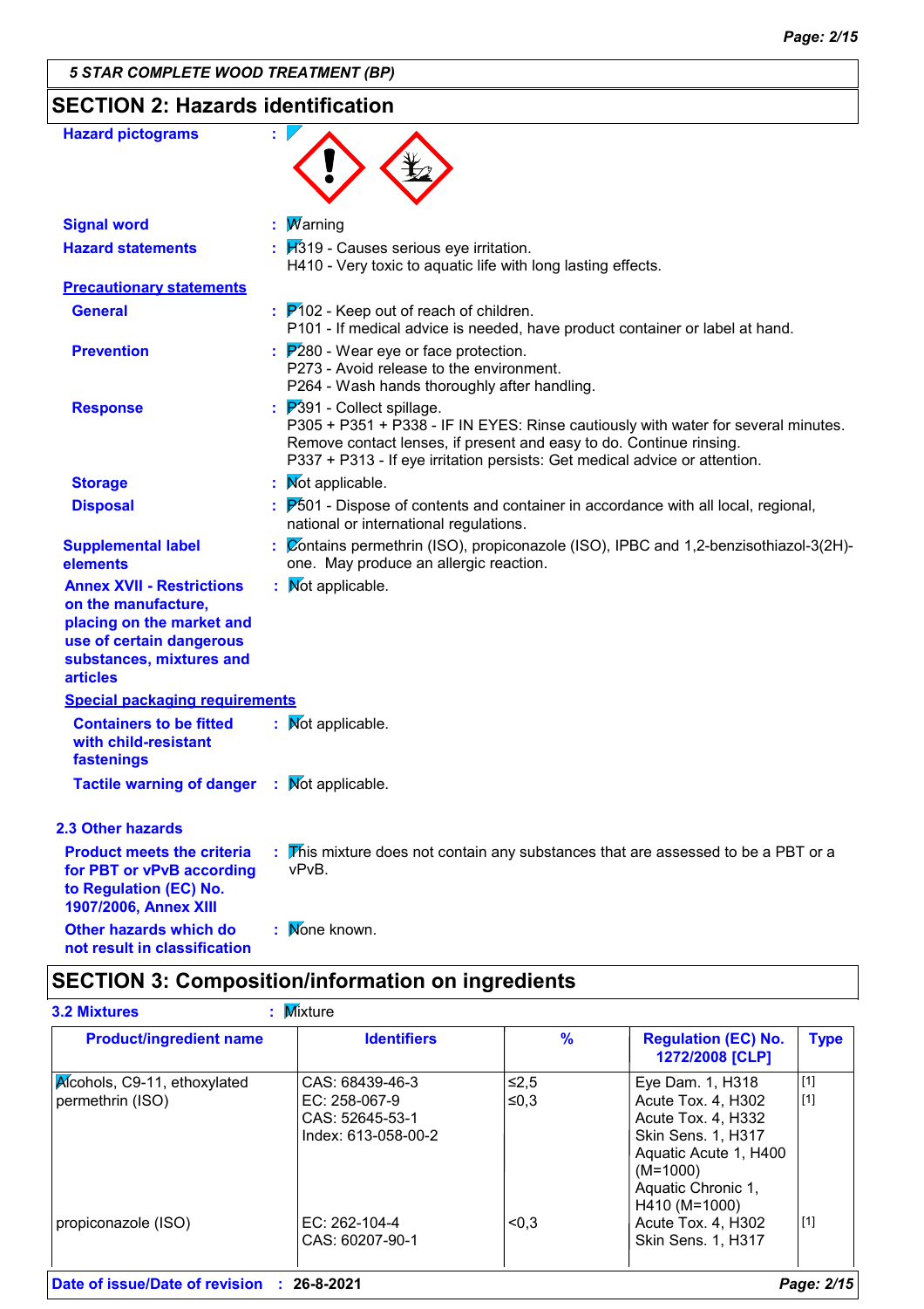## SECTION 2: Hazards identification

**Hazard pictograms** :

**Signal word** : Warning

**Hazard statements** : H319 - Causes serious eye irritation.
H410 - Very toxic to aquatic life with long lasting effects.

**Precautionary statements**

**General** : P102 - Keep out of reach of children.
P101 - If medical advice is needed, have product container or label at hand.

**Prevention** : P280 - Wear eye or face protection.
P273 - Avoid release to the environment.
P264 - Wash hands thoroughly after handling.

**Response** : P391 - Collect spillage.
P305 + P351 + P338 - IF IN EYES: Rinse cautiously with water for several minutes. Remove contact lenses, if present and easy to do. Continue rinsing.
P337 + P313 - If eye irritation persists: Get medical advice or attention.

**Storage** : Not applicable.

**Disposal** : P501 - Dispose of contents and container in accordance with all local, regional, national or international regulations.

**Supplemental label elements** : Contains permethrin (ISO), propiconazole (ISO), IPBC and 1,2-benzisothiazol-3(2H)-one. May produce an allergic reaction.

**Annex XVII - Restrictions on the manufacture, placing on the market and use of certain dangerous substances, mixtures and articles** : Not applicable.

**Special packaging requirements**

**Containers to be fitted with child-resistant fastenings** : Not applicable.

**Tactile warning of danger** : Not applicable.

### 2.3 Other hazards

**Product meets the criteria for PBT or vPvB according to Regulation (EC) No. 1907/2006, Annex XIII** : This mixture does not contain any substances that are assessed to be a PBT or a vPvB.

**Other hazards which do not result in classification** : None known.

## SECTION 3: Composition/information on ingredients

**3.2 Mixtures** : Mixture

| Product/ingredient name | Identifiers | % | Regulation (EC) No. 1272/2008 [CLP] | Type |
|---|---|---|---|---|
| Alcohols, C9-11, ethoxylated | CAS: 68439-46-3 | ≤2,5 | Eye Dam. 1, H318 | [1] |
| permethrin (ISO) | EC: 258-067-9<br>CAS: 52645-53-1<br>Index: 613-058-00-2 | ≤0,3 | Acute Tox. 4, H302<br>Acute Tox. 4, H332<br>Skin Sens. 1, H317<br>Aquatic Acute 1, H400 (M=1000)<br>Aquatic Chronic 1, H410 (M=1000) | [1] |
| propiconazole (ISO) | EC: 262-104-4<br>CAS: 60207-90-1 | <0,3 | Acute Tox. 4, H302<br>Skin Sens. 1, H317 | [1] |

**Date of issue/Date of revision** : 26-8-2021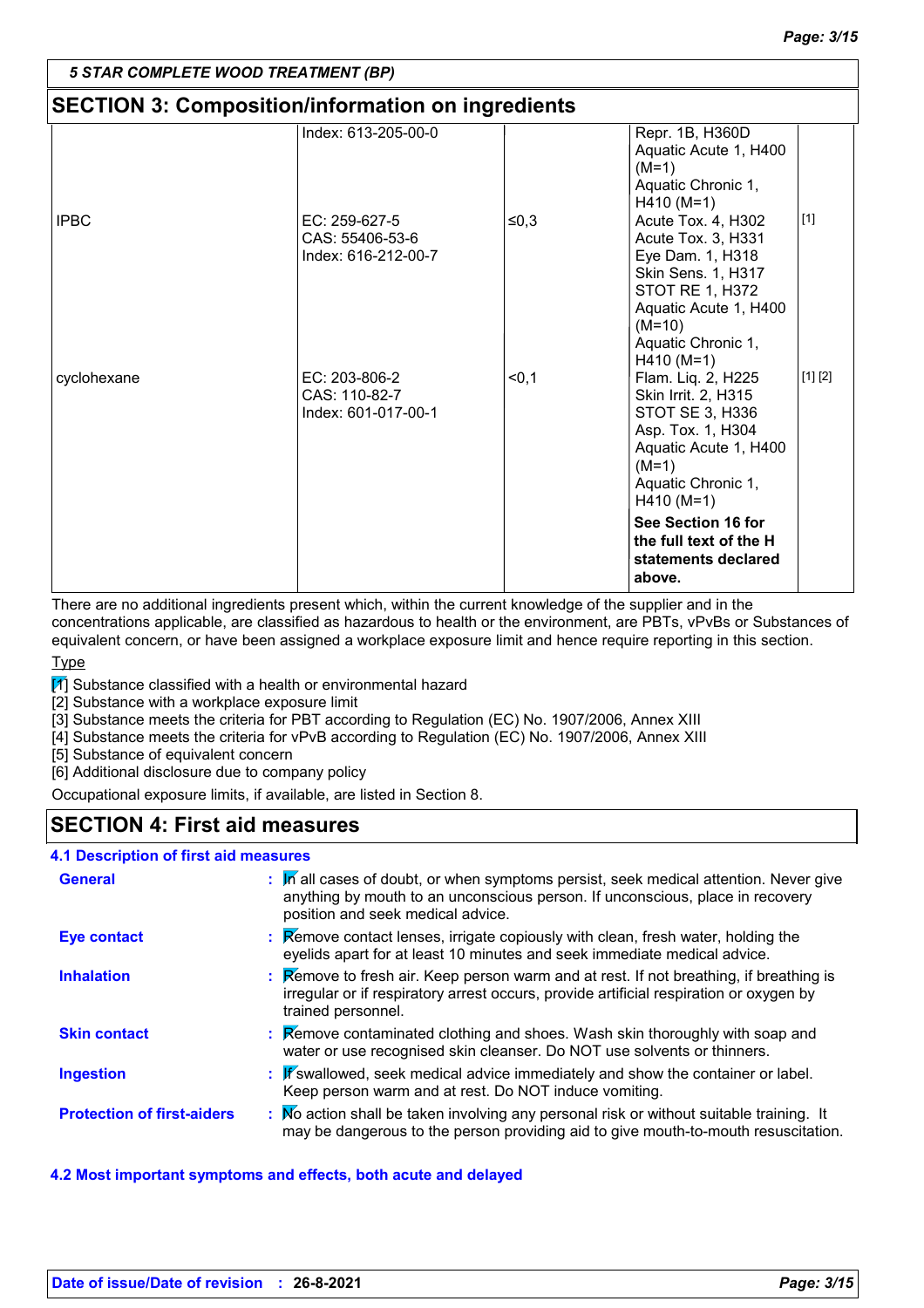## SECTION 3: Composition/information on ingredients

| | | | | |
|---|---|---|---|---|
| | Index: 613-205-00-0 | | Repr. 1B, H360D<br>Aquatic Acute 1, H400 (M=1)<br>Aquatic Chronic 1, H410 (M=1) | |
| IPBC | EC: 259-627-5<br>CAS: 55406-53-6<br>Index: 616-212-00-7 | ≤0,3 | Acute Tox. 4, H302<br>Acute Tox. 3, H331<br>Eye Dam. 1, H318<br>Skin Sens. 1, H317<br>STOT RE 1, H372<br>Aquatic Acute 1, H400 (M=10)<br>Aquatic Chronic 1, H410 (M=1) | [1] |
| cyclohexane | EC: 203-806-2<br>CAS: 110-82-7<br>Index: 601-017-00-1 | <0,1 | Flam. Liq. 2, H225<br>Skin Irrit. 2, H315<br>STOT SE 3, H336<br>Asp. Tox. 1, H304<br>Aquatic Acute 1, H400 (M=1)<br>Aquatic Chronic 1, H410 (M=1) | [1] [2] |
| | | | **See Section 16 for the full text of the H statements declared above.** | |

There are no additional ingredients present which, within the current knowledge of the supplier and in the concentrations applicable, are classified as hazardous to health or the environment, are PBTs, vPvBs or Substances of equivalent concern, or have been assigned a workplace exposure limit and hence require reporting in this section.

Type

[1] Substance classified with a health or environmental hazard
[2] Substance with a workplace exposure limit
[3] Substance meets the criteria for PBT according to Regulation (EC) No. 1907/2006, Annex XIII
[4] Substance meets the criteria for vPvB according to Regulation (EC) No. 1907/2006, Annex XIII
[5] Substance of equivalent concern
[6] Additional disclosure due to company policy

Occupational exposure limits, if available, are listed in Section 8.

## SECTION 4: First aid measures

### 4.1 Description of first aid measures

**General** : In all cases of doubt, or when symptoms persist, seek medical attention. Never give anything by mouth to an unconscious person. If unconscious, place in recovery position and seek medical advice.

**Eye contact** : Remove contact lenses, irrigate copiously with clean, fresh water, holding the eyelids apart for at least 10 minutes and seek immediate medical advice.

**Inhalation** : Remove to fresh air. Keep person warm and at rest. If not breathing, if breathing is irregular or if respiratory arrest occurs, provide artificial respiration or oxygen by trained personnel.

**Skin contact** : Remove contaminated clothing and shoes. Wash skin thoroughly with soap and water or use recognised skin cleanser. Do NOT use solvents or thinners.

**Ingestion** : If swallowed, seek medical advice immediately and show the container or label. Keep person warm and at rest. Do NOT induce vomiting.

**Protection of first-aiders** : No action shall be taken involving any personal risk or without suitable training. It may be dangerous to the person providing aid to give mouth-to-mouth resuscitation.

### 4.2 Most important symptoms and effects, both acute and delayed

Date of issue/Date of revision : 26-8-2021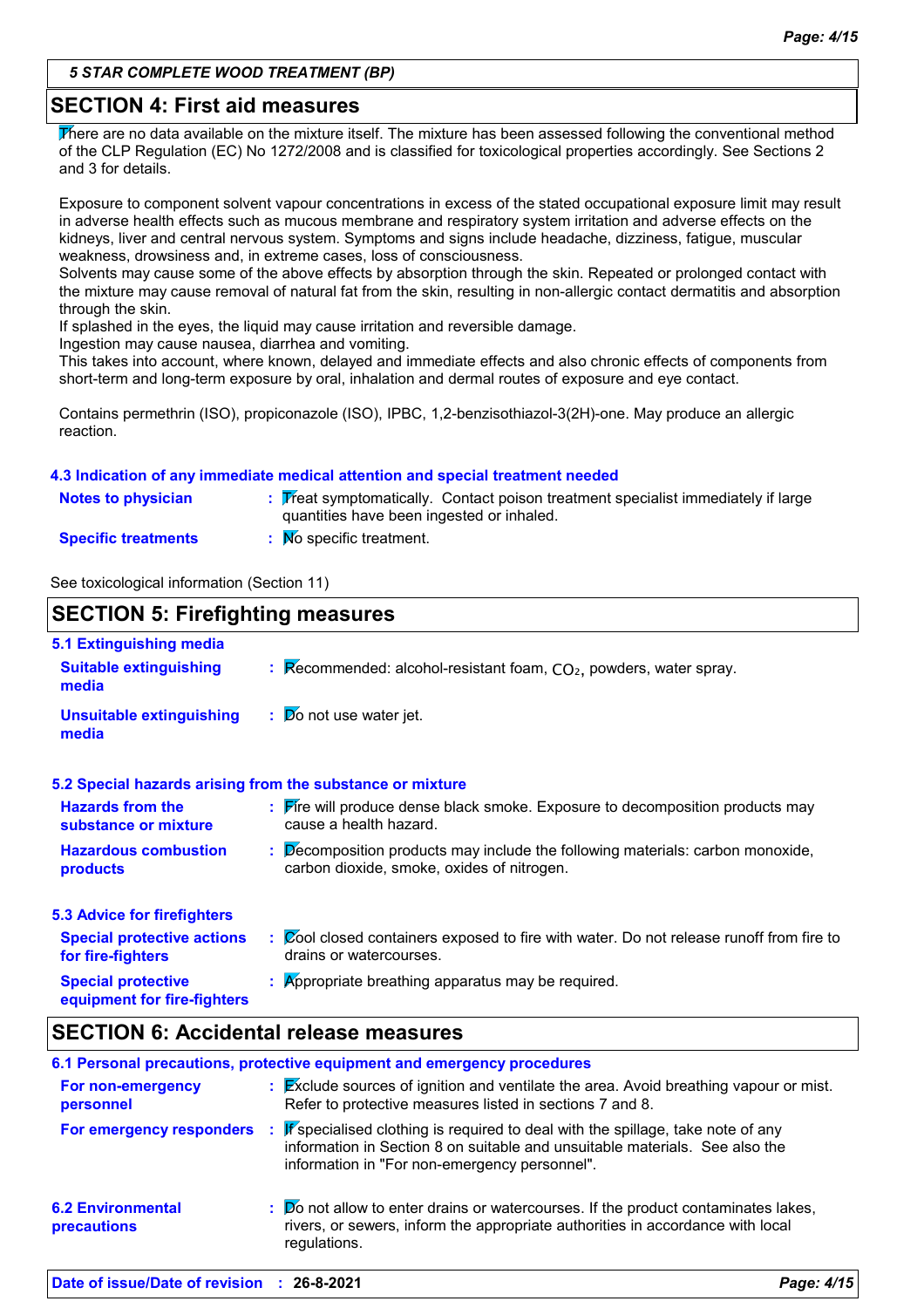## SECTION 4: First aid measures

There are no data available on the mixture itself. The mixture has been assessed following the conventional method of the CLP Regulation (EC) No 1272/2008 and is classified for toxicological properties accordingly. See Sections 2 and 3 for details.

Exposure to component solvent vapour concentrations in excess of the stated occupational exposure limit may result in adverse health effects such as mucous membrane and respiratory system irritation and adverse effects on the kidneys, liver and central nervous system. Symptoms and signs include headache, dizziness, fatigue, muscular weakness, drowsiness and, in extreme cases, loss of consciousness.
Solvents may cause some of the above effects by absorption through the skin. Repeated or prolonged contact with the mixture may cause removal of natural fat from the skin, resulting in non-allergic contact dermatitis and absorption through the skin.
If splashed in the eyes, the liquid may cause irritation and reversible damage.
Ingestion may cause nausea, diarrhea and vomiting.
This takes into account, where known, delayed and immediate effects and also chronic effects of components from short-term and long-term exposure by oral, inhalation and dermal routes of exposure and eye contact.

Contains permethrin (ISO), propiconazole (ISO), IPBC, 1,2-benzisothiazol-3(2H)-one. May produce an allergic reaction.

### 4.3 Indication of any immediate medical attention and special treatment needed

**Notes to physician** : Treat symptomatically. Contact poison treatment specialist immediately if large quantities have been ingested or inhaled.

**Specific treatments** : No specific treatment.

See toxicological information (Section 11)

## SECTION 5: Firefighting measures

### 5.1 Extinguishing media

**Suitable extinguishing media** : Recommended: alcohol-resistant foam, $CO_2$, powders, water spray.

**Unsuitable extinguishing media** : Do not use water jet.

### 5.2 Special hazards arising from the substance or mixture

**Hazards from the substance or mixture** : Fire will produce dense black smoke. Exposure to decomposition products may cause a health hazard.

**Hazardous combustion products** : Decomposition products may include the following materials: carbon monoxide, carbon dioxide, smoke, oxides of nitrogen.

### 5.3 Advice for firefighters

**Special protective actions for fire-fighters** : Cool closed containers exposed to fire with water. Do not release runoff from fire to drains or watercourses.

**Special protective equipment for fire-fighters** : Appropriate breathing apparatus may be required.

## SECTION 6: Accidental release measures

### 6.1 Personal precautions, protective equipment and emergency procedures

**For non-emergency personnel** : Exclude sources of ignition and ventilate the area. Avoid breathing vapour or mist. Refer to protective measures listed in sections 7 and 8.

**For emergency responders** : If specialised clothing is required to deal with the spillage, take note of any information in Section 8 on suitable and unsuitable materials. See also the information in "For non-emergency personnel".

### 6.2 Environmental precautions

: Do not allow to enter drains or watercourses. If the product contaminates lakes, rivers, or sewers, inform the appropriate authorities in accordance with local regulations.

**Date of issue/Date of revision** : 26-8-2021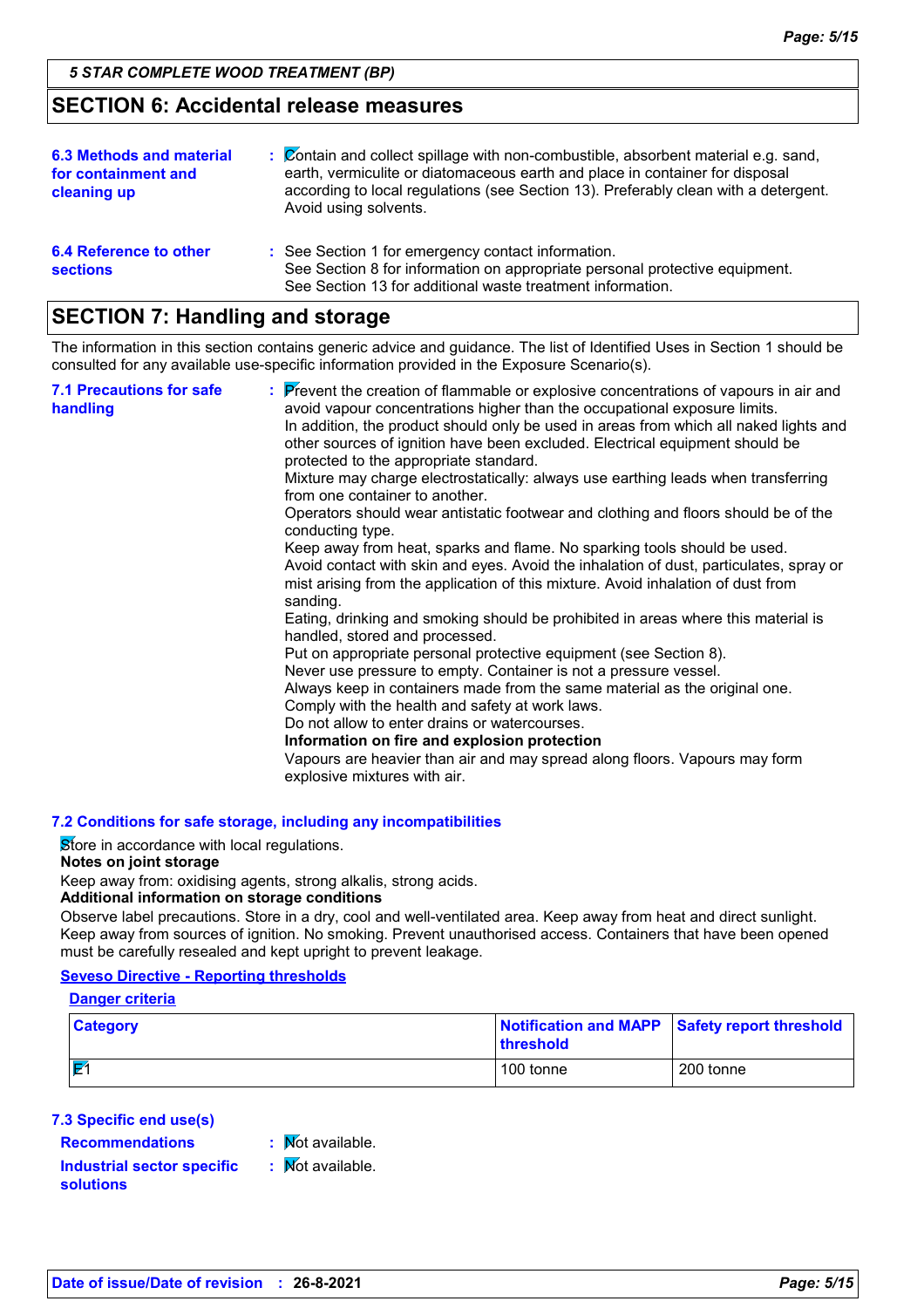## SECTION 6: Accidental release measures

**6.3 Methods and material for containment and cleaning up** : Contain and collect spillage with non-combustible, absorbent material e.g. sand, earth, vermiculite or diatomaceous earth and place in container for disposal according to local regulations (see Section 13). Preferably clean with a detergent. Avoid using solvents.

**6.4 Reference to other sections** : See Section 1 for emergency contact information.
See Section 8 for information on appropriate personal protective equipment.
See Section 13 for additional waste treatment information.

## SECTION 7: Handling and storage

The information in this section contains generic advice and guidance. The list of Identified Uses in Section 1 should be consulted for any available use-specific information provided in the Exposure Scenario(s).

**7.1 Precautions for safe handling** : Prevent the creation of flammable or explosive concentrations of vapours in air and avoid vapour concentrations higher than the occupational exposure limits.
In addition, the product should only be used in areas from which all naked lights and other sources of ignition have been excluded. Electrical equipment should be protected to the appropriate standard.
Mixture may charge electrostatically: always use earthing leads when transferring from one container to another.
Operators should wear antistatic footwear and clothing and floors should be of the conducting type.
Keep away from heat, sparks and flame. No sparking tools should be used.
Avoid contact with skin and eyes. Avoid the inhalation of dust, particulates, spray or mist arising from the application of this mixture. Avoid inhalation of dust from sanding.
Eating, drinking and smoking should be prohibited in areas where this material is handled, stored and processed.
Put on appropriate personal protective equipment (see Section 8).
Never use pressure to empty. Container is not a pressure vessel.
Always keep in containers made from the same material as the original one.
Comply with the health and safety at work laws.
Do not allow to enter drains or watercourses.
**Information on fire and explosion protection**
Vapours are heavier than air and may spread along floors. Vapours may form explosive mixtures with air.

**7.2 Conditions for safe storage, including any incompatibilities**

Store in accordance with local regulations.
**Notes on joint storage**
Keep away from: oxidising agents, strong alkalis, strong acids.
**Additional information on storage conditions**
Observe label precautions. Store in a dry, cool and well-ventilated area. Keep away from heat and direct sunlight. Keep away from sources of ignition. No smoking. Prevent unauthorised access. Containers that have been opened must be carefully resealed and kept upright to prevent leakage.

**Seveso Directive - Reporting thresholds**

**Danger criteria**

| Category | Notification and MAPP threshold | Safety report threshold |
|---|---|---|
| E1 | 100 tonne | 200 tonne |

**7.3 Specific end use(s)**

**Recommendations** : Not available.

**Industrial sector specific solutions** : Not available.

**Date of issue/Date of revision** : 26-8-2021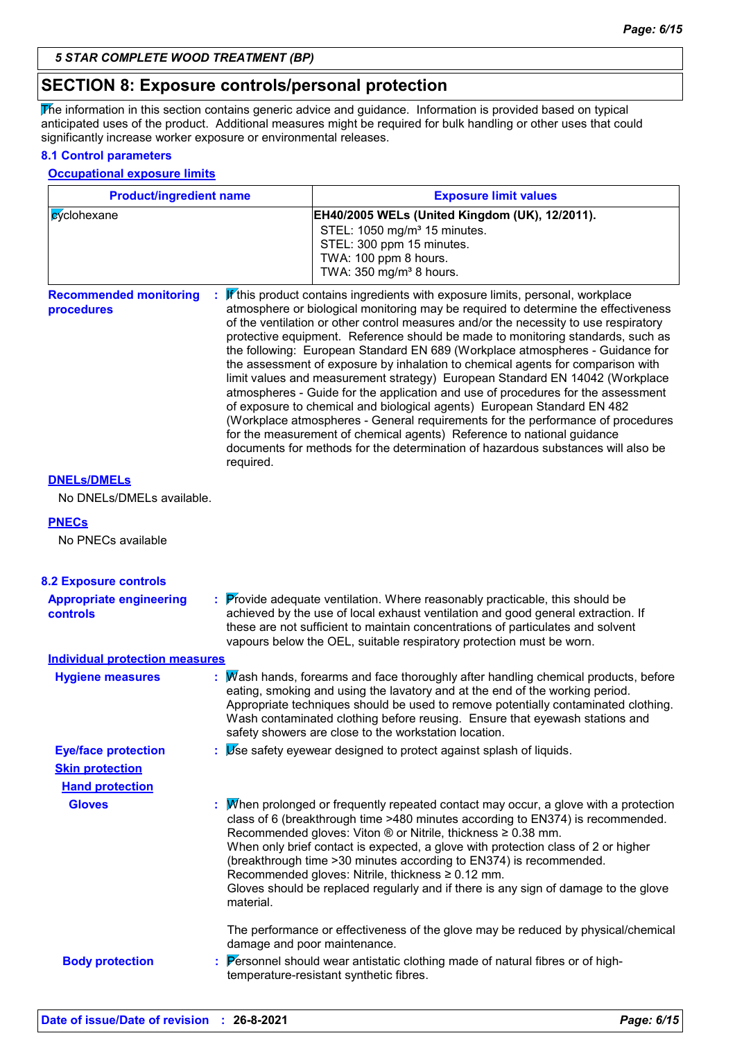## SECTION 8: Exposure controls/personal protection

The information in this section contains generic advice and guidance. Information is provided based on typical anticipated uses of the product. Additional measures might be required for bulk handling or other uses that could significantly increase worker exposure or environmental releases.

### 8.1 Control parameters

**Occupational exposure limits**

| Product/ingredient name | Exposure limit values |
|---|---|
| cyclohexane | **EH40/2005 WELs (United Kingdom (UK), 12/2011).**<br>STEL: 1050 mg/m³ 15 minutes.<br>STEL: 300 ppm 15 minutes.<br>TWA: 100 ppm 8 hours.<br>TWA: 350 mg/m³ 8 hours. |

**Recommended monitoring procedures** : If this product contains ingredients with exposure limits, personal, workplace atmosphere or biological monitoring may be required to determine the effectiveness of the ventilation or other control measures and/or the necessity to use respiratory protective equipment. Reference should be made to monitoring standards, such as the following: European Standard EN 689 (Workplace atmospheres - Guidance for the assessment of exposure by inhalation to chemical agents for comparison with limit values and measurement strategy) European Standard EN 14042 (Workplace atmospheres - Guide for the application and use of procedures for the assessment of exposure to chemical and biological agents) European Standard EN 482 (Workplace atmospheres - General requirements for the performance of procedures for the measurement of chemical agents) Reference to national guidance documents for methods for the determination of hazardous substances will also be required.

**DNELs/DMELs**

No DNELs/DMELs available.

**PNECs**

No PNECs available

### 8.2 Exposure controls

**Appropriate engineering controls** : Provide adequate ventilation. Where reasonably practicable, this should be achieved by the use of local exhaust ventilation and good general extraction. If these are not sufficient to maintain concentrations of particulates and solvent vapours below the OEL, suitable respiratory protection must be worn.

**Individual protection measures**

**Hygiene measures** : Wash hands, forearms and face thoroughly after handling chemical products, before eating, smoking and using the lavatory and at the end of the working period. Appropriate techniques should be used to remove potentially contaminated clothing. Wash contaminated clothing before reusing. Ensure that eyewash stations and safety showers are close to the workstation location.

**Eye/face protection** : Use safety eyewear designed to protect against splash of liquids.

**Skin protection**

**Hand protection**

**Gloves** : When prolonged or frequently repeated contact may occur, a glove with a protection class of 6 (breakthrough time >480 minutes according to EN374) is recommended. Recommended gloves: Viton ® or Nitrile, thickness ≥ 0.38 mm.
When only brief contact is expected, a glove with protection class of 2 or higher (breakthrough time >30 minutes according to EN374) is recommended. Recommended gloves: Nitrile, thickness ≥ 0.12 mm.
Gloves should be replaced regularly and if there is any sign of damage to the glove material.

The performance or effectiveness of the glove may be reduced by physical/chemical damage and poor maintenance.

**Body protection** : Personnel should wear antistatic clothing made of natural fibres or of high-temperature-resistant synthetic fibres.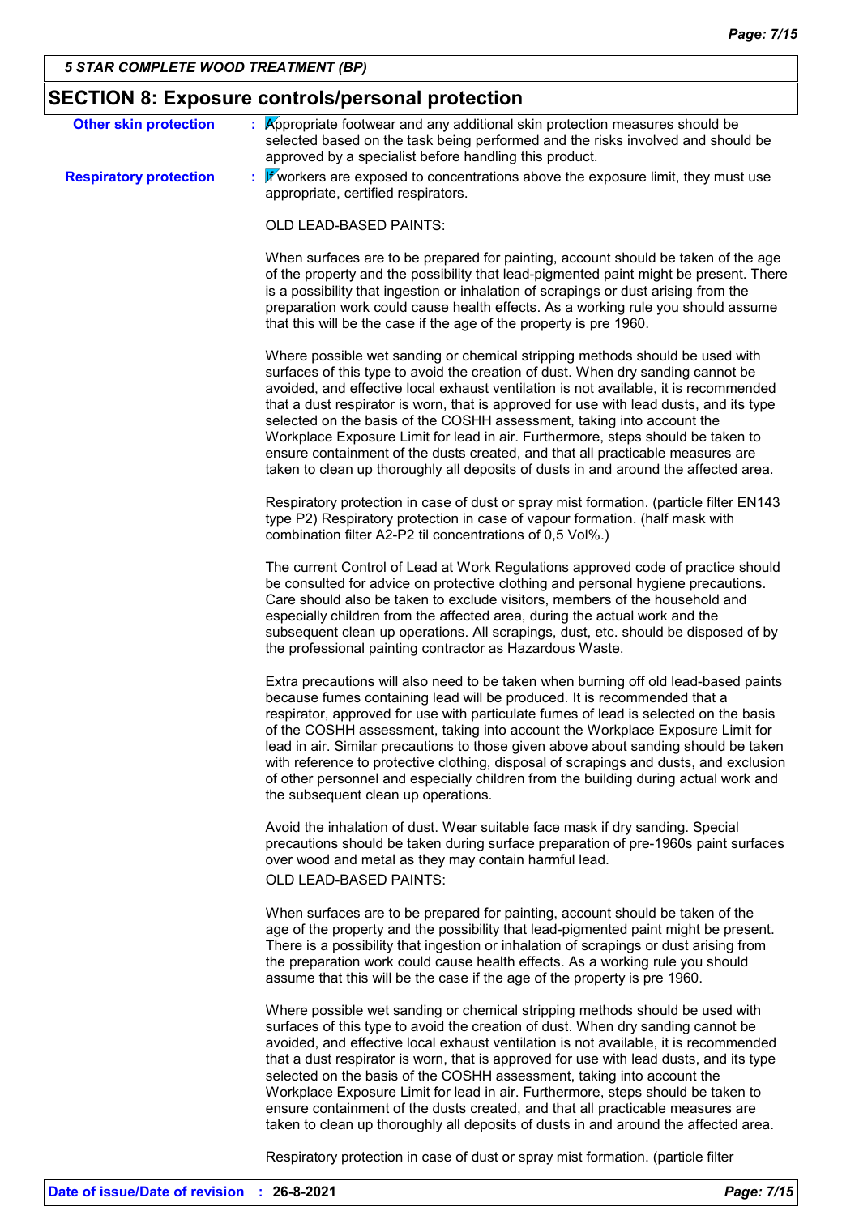## SECTION 8: Exposure controls/personal protection

**Other skin protection** : Appropriate footwear and any additional skin protection measures should be selected based on the task being performed and the risks involved and should be approved by a specialist before handling this product.

**Respiratory protection** : If workers are exposed to concentrations above the exposure limit, they must use appropriate, certified respirators.

OLD LEAD-BASED PAINTS:

When surfaces are to be prepared for painting, account should be taken of the age of the property and the possibility that lead-pigmented paint might be present. There is a possibility that ingestion or inhalation of scrapings or dust arising from the preparation work could cause health effects. As a working rule you should assume that this will be the case if the age of the property is pre 1960.

Where possible wet sanding or chemical stripping methods should be used with surfaces of this type to avoid the creation of dust. When dry sanding cannot be avoided, and effective local exhaust ventilation is not available, it is recommended that a dust respirator is worn, that is approved for use with lead dusts, and its type selected on the basis of the COSHH assessment, taking into account the Workplace Exposure Limit for lead in air. Furthermore, steps should be taken to ensure containment of the dusts created, and that all practicable measures are taken to clean up thoroughly all deposits of dusts in and around the affected area.

Respiratory protection in case of dust or spray mist formation. (particle filter EN143 type P2) Respiratory protection in case of vapour formation. (half mask with combination filter A2-P2 til concentrations of 0,5 Vol%.)

The current Control of Lead at Work Regulations approved code of practice should be consulted for advice on protective clothing and personal hygiene precautions. Care should also be taken to exclude visitors, members of the household and especially children from the affected area, during the actual work and the subsequent clean up operations. All scrapings, dust, etc. should be disposed of by the professional painting contractor as Hazardous Waste.

Extra precautions will also need to be taken when burning off old lead-based paints because fumes containing lead will be produced. It is recommended that a respirator, approved for use with particulate fumes of lead is selected on the basis of the COSHH assessment, taking into account the Workplace Exposure Limit for lead in air. Similar precautions to those given above about sanding should be taken with reference to protective clothing, disposal of scrapings and dusts, and exclusion of other personnel and especially children from the building during actual work and the subsequent clean up operations.

Avoid the inhalation of dust. Wear suitable face mask if dry sanding. Special precautions should be taken during surface preparation of pre-1960s paint surfaces over wood and metal as they may contain harmful lead.

OLD LEAD-BASED PAINTS:

When surfaces are to be prepared for painting, account should be taken of the age of the property and the possibility that lead-pigmented paint might be present. There is a possibility that ingestion or inhalation of scrapings or dust arising from the preparation work could cause health effects. As a working rule you should assume that this will be the case if the age of the property is pre 1960.

Where possible wet sanding or chemical stripping methods should be used with surfaces of this type to avoid the creation of dust. When dry sanding cannot be avoided, and effective local exhaust ventilation is not available, it is recommended that a dust respirator is worn, that is approved for use with lead dusts, and its type selected on the basis of the COSHH assessment, taking into account the Workplace Exposure Limit for lead in air. Furthermore, steps should be taken to ensure containment of the dusts created, and that all practicable measures are taken to clean up thoroughly all deposits of dusts in and around the affected area.

Respiratory protection in case of dust or spray mist formation. (particle filter

**Date of issue/Date of revision** : **26-8-2021**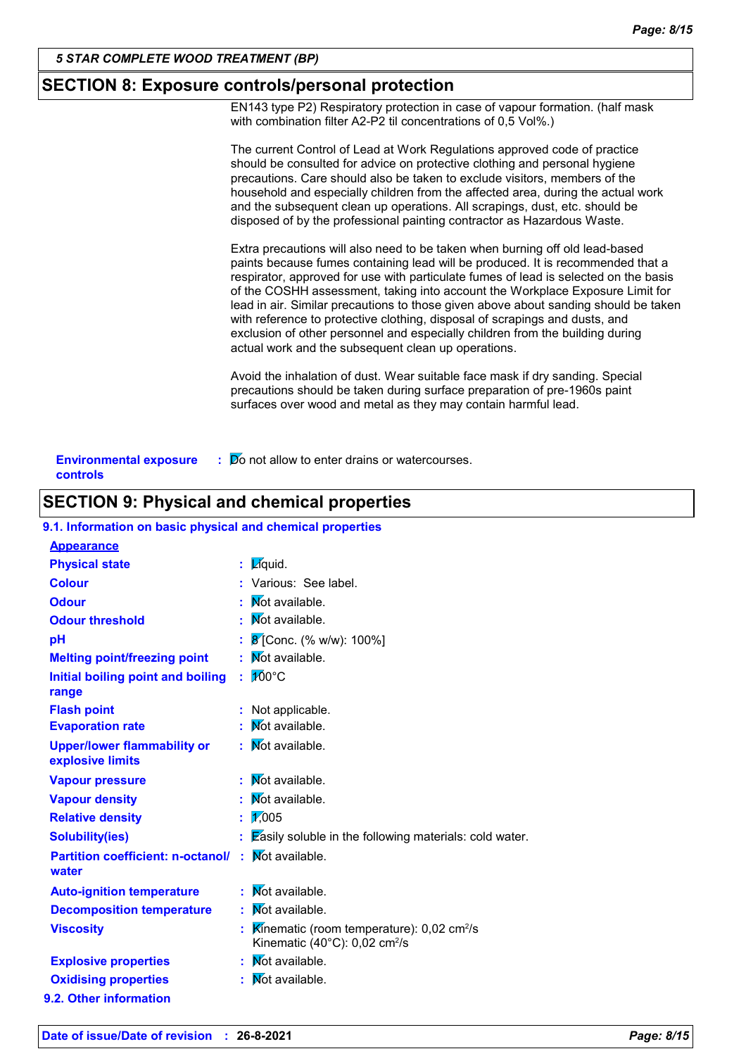## SECTION 8: Exposure controls/personal protection

EN143 type P2) Respiratory protection in case of vapour formation. (half mask with combination filter A2-P2 til concentrations of 0,5 Vol%.)

The current Control of Lead at Work Regulations approved code of practice should be consulted for advice on protective clothing and personal hygiene precautions. Care should also be taken to exclude visitors, members of the household and especially children from the affected area, during the actual work and the subsequent clean up operations. All scrapings, dust, etc. should be disposed of by the professional painting contractor as Hazardous Waste.

Extra precautions will also need to be taken when burning off old lead-based paints because fumes containing lead will be produced. It is recommended that a respirator, approved for use with particulate fumes of lead is selected on the basis of the COSHH assessment, taking into account the Workplace Exposure Limit for lead in air. Similar precautions to those given above about sanding should be taken with reference to protective clothing, disposal of scrapings and dusts, and exclusion of other personnel and especially children from the building during actual work and the subsequent clean up operations.

Avoid the inhalation of dust. Wear suitable face mask if dry sanding. Special precautions should be taken during surface preparation of pre-1960s paint surfaces over wood and metal as they may contain harmful lead.

**Environmental exposure controls** : Do not allow to enter drains or watercourses.

## SECTION 9: Physical and chemical properties

### 9.1. Information on basic physical and chemical properties

**Appearance**

| | |
|---|---|
| **Physical state** | : Liquid. |
| **Colour** | : Various: See label. |
| **Odour** | : Not available. |
| **Odour threshold** | : Not available. |
| **pH** | : 8 [Conc. (% w/w): 100%] |
| **Melting point/freezing point** | : Not available. |
| **Initial boiling point and boiling range** | : 100°C |
| **Flash point** | : Not applicable. |
| **Evaporation rate** | : Not available. |
| **Upper/lower flammability or explosive limits** | : Not available. |
| **Vapour pressure** | : Not available. |
| **Vapour density** | : Not available. |
| **Relative density** | : 1,005 |
| **Solubility(ies)** | : Easily soluble in the following materials: cold water. |
| **Partition coefficient: n-octanol/water** | : Not available. |
| **Auto-ignition temperature** | : Not available. |
| **Decomposition temperature** | : Not available. |
| **Viscosity** | : Kinematic (room temperature): 0,02 $cm^2/s$<br>Kinematic (40°C): 0,02 $cm^2/s$ |
| **Explosive properties** | : Not available. |
| **Oxidising properties** | : Not available. |

### 9.2. Other information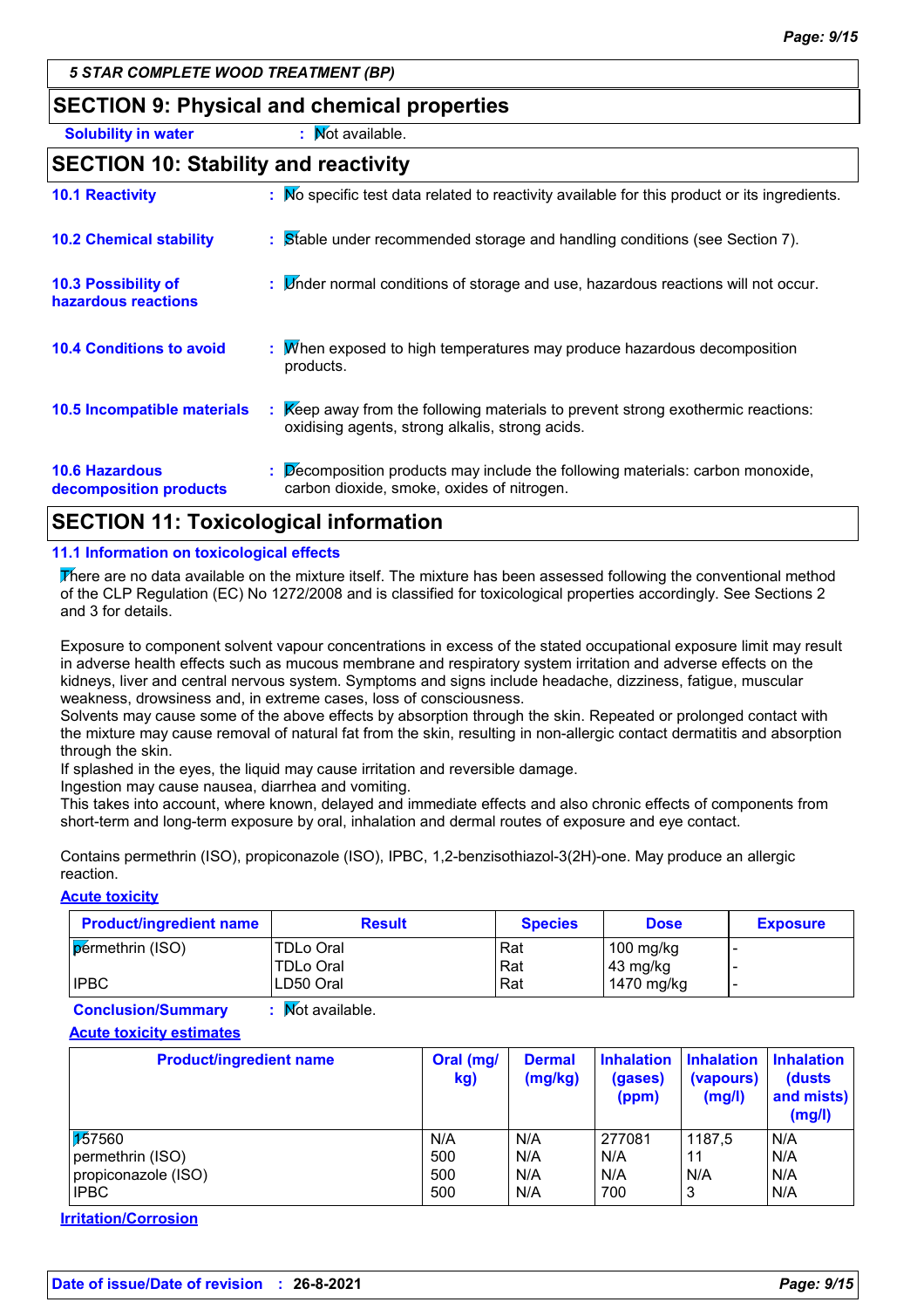5 STAR COMPLETE WOOD TREATMENT (BP)

## SECTION 9: Physical and chemical properties

**Solubility in water** : Not available.

## SECTION 10: Stability and reactivity

**10.1 Reactivity** : No specific test data related to reactivity available for this product or its ingredients.

**10.2 Chemical stability** : Stable under recommended storage and handling conditions (see Section 7).

**10.3 Possibility of hazardous reactions** : Under normal conditions of storage and use, hazardous reactions will not occur.

**10.4 Conditions to avoid** : When exposed to high temperatures may produce hazardous decomposition products.

**10.5 Incompatible materials** : Keep away from the following materials to prevent strong exothermic reactions: oxidising agents, strong alkalis, strong acids.

**10.6 Hazardous decomposition products** : Decomposition products may include the following materials: carbon monoxide, carbon dioxide, smoke, oxides of nitrogen.

## SECTION 11: Toxicological information

### 11.1 Information on toxicological effects

There are no data available on the mixture itself. The mixture has been assessed following the conventional method of the CLP Regulation (EC) No 1272/2008 and is classified for toxicological properties accordingly. See Sections 2 and 3 for details.

Exposure to component solvent vapour concentrations in excess of the stated occupational exposure limit may result in adverse health effects such as mucous membrane and respiratory system irritation and adverse effects on the kidneys, liver and central nervous system. Symptoms and signs include headache, dizziness, fatigue, muscular weakness, drowsiness and, in extreme cases, loss of consciousness.
Solvents may cause some of the above effects by absorption through the skin. Repeated or prolonged contact with the mixture may cause removal of natural fat from the skin, resulting in non-allergic contact dermatitis and absorption through the skin.
If splashed in the eyes, the liquid may cause irritation and reversible damage.
Ingestion may cause nausea, diarrhea and vomiting.
This takes into account, where known, delayed and immediate effects and also chronic effects of components from short-term and long-term exposure by oral, inhalation and dermal routes of exposure and eye contact.

Contains permethrin (ISO), propiconazole (ISO), IPBC, 1,2-benzisothiazol-3(2H)-one. May produce an allergic reaction.

**Acute toxicity**

| Product/ingredient name | Result | Species | Dose | Exposure |
|---|---|---|---|---|
| permethrin (ISO) | TDLo Oral | Rat | 100 mg/kg | - |
| | TDLo Oral | Rat | 43 mg/kg | - |
| IPBC | LD50 Oral | Rat | 1470 mg/kg | - |

**Conclusion/Summary** : Not available.

**Acute toxicity estimates**

| Product/ingredient name | Oral (mg/kg) | Dermal (mg/kg) | Inhalation (gases) (ppm) | Inhalation (vapours) (mg/l) | Inhalation (dusts and mists) (mg/l) |
|---|---|---|---|---|---|
| 157560 | N/A | N/A | 277081 | 1187,5 | N/A |
| permethrin (ISO) | 500 | N/A | N/A | 11 | N/A |
| propiconazole (ISO) | 500 | N/A | N/A | N/A | N/A |
| IPBC | 500 | N/A | 700 | 3 | N/A |

**Irritation/Corrosion**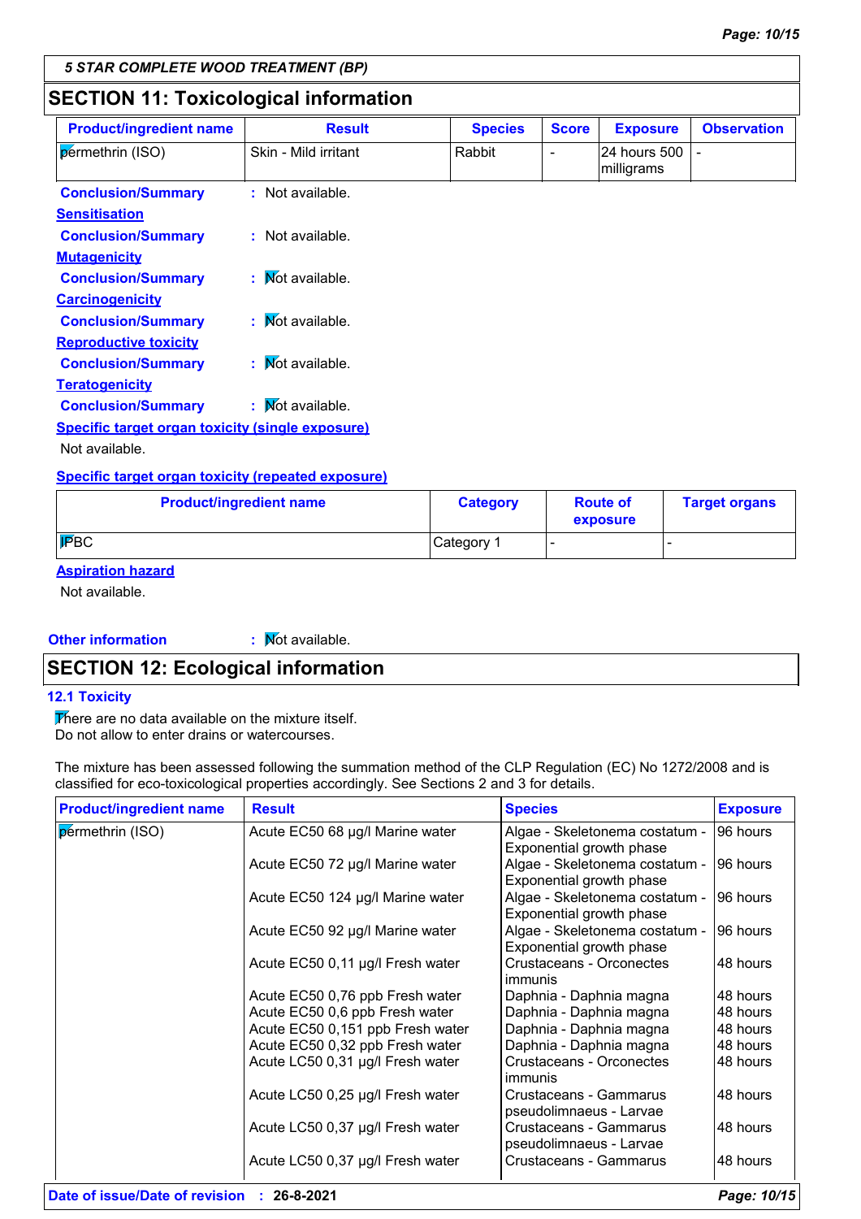5 STAR COMPLETE WOOD TREATMENT (BP)

## SECTION 11: Toxicological information

| Product/ingredient name | Result | Species | Score | Exposure | Observation |
|---|---|---|---|---|---|
| permethrin (ISO) | Skin - Mild irritant | Rabbit | - | 24 hours 500 milligrams | - |

**Conclusion/Summary** : Not available.

**Sensitisation**

**Conclusion/Summary** : Not available.

**Mutagenicity**

**Conclusion/Summary** : Not available.

**Carcinogenicity**

**Conclusion/Summary** : Not available.

**Reproductive toxicity**

**Conclusion/Summary** : Not available.

**Teratogenicity**

**Conclusion/Summary** : Not available.

**Specific target organ toxicity (single exposure)**

Not available.

**Specific target organ toxicity (repeated exposure)**

| Product/ingredient name | Category | Route of exposure | Target organs |
|---|---|---|---|
| IPBC | Category 1 | - | - |

**Aspiration hazard**

Not available.

**Other information** : Not available.

## SECTION 12: Ecological information

### 12.1 Toxicity

There are no data available on the mixture itself.
Do not allow to enter drains or watercourses.

The mixture has been assessed following the summation method of the CLP Regulation (EC) No 1272/2008 and is classified for eco-toxicological properties accordingly. See Sections 2 and 3 for details.

| Product/ingredient name | Result | Species | Exposure |
|---|---|---|---|
| permethrin (ISO) | Acute EC50 68 µg/l Marine water | Algae - Skeletonema costatum - Exponential growth phase | 96 hours |
| | Acute EC50 72 µg/l Marine water | Algae - Skeletonema costatum - Exponential growth phase | 96 hours |
| | Acute EC50 124 µg/l Marine water | Algae - Skeletonema costatum - Exponential growth phase | 96 hours |
| | Acute EC50 92 µg/l Marine water | Algae - Skeletonema costatum - Exponential growth phase | 96 hours |
| | Acute EC50 0,11 µg/l Fresh water | Crustaceans - Orconectes immunis | 48 hours |
| | Acute EC50 0,76 ppb Fresh water | Daphnia - Daphnia magna | 48 hours |
| | Acute EC50 0,6 ppb Fresh water | Daphnia - Daphnia magna | 48 hours |
| | Acute EC50 0,151 ppb Fresh water | Daphnia - Daphnia magna | 48 hours |
| | Acute EC50 0,32 ppb Fresh water | Daphnia - Daphnia magna | 48 hours |
| | Acute LC50 0,31 µg/l Fresh water | Crustaceans - Orconectes immunis | 48 hours |
| | Acute LC50 0,25 µg/l Fresh water | Crustaceans - Gammarus pseudolimnaeus - Larvae | 48 hours |
| | Acute LC50 0,37 µg/l Fresh water | Crustaceans - Gammarus pseudolimnaeus - Larvae | 48 hours |
| | Acute LC50 0,37 µg/l Fresh water | Crustaceans - Gammarus | 48 hours |

**Date of issue/Date of revision** : **26-8-2021**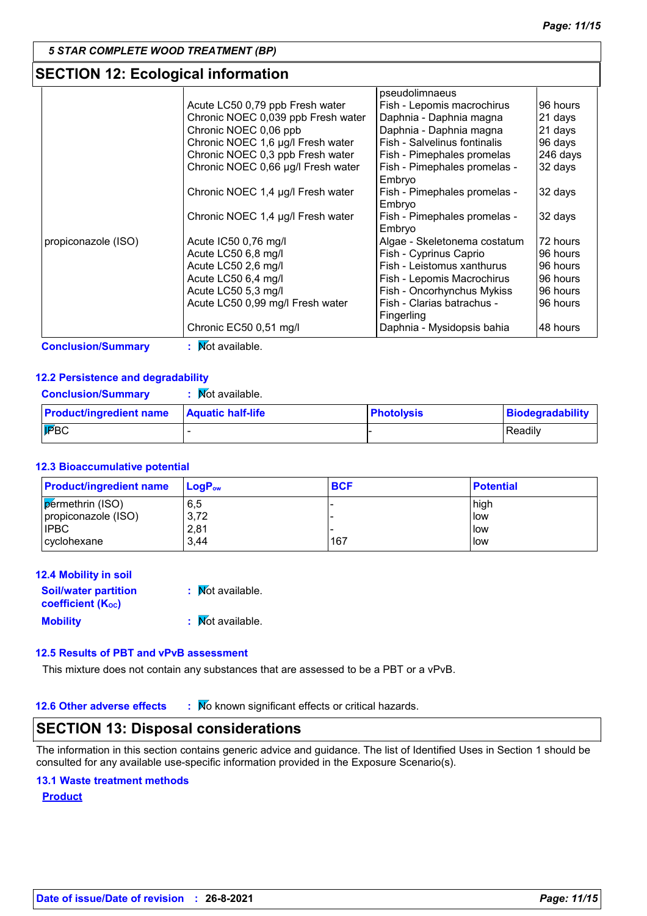**5 STAR COMPLETE WOOD TREATMENT (BP)**

## SECTION 12: Ecological information

| | | | |
|---|---|---|---|
| | | pseudolimnaeus | |
| | Acute LC50 0,79 ppb Fresh water | Fish - Lepomis macrochirus | 96 hours |
| | Chronic NOEC 0,039 ppb Fresh water | Daphnia - Daphnia magna | 21 days |
| | Chronic NOEC 0,06 ppb | Daphnia - Daphnia magna | 21 days |
| | Chronic NOEC 1,6 µg/l Fresh water | Fish - Salvelinus fontinalis | 96 days |
| | Chronic NOEC 0,3 ppb Fresh water | Fish - Pimephales promelas | 246 days |
| | Chronic NOEC 0,66 µg/l Fresh water | Fish - Pimephales promelas - Embryo | 32 days |
| | Chronic NOEC 1,4 µg/l Fresh water | Fish - Pimephales promelas - Embryo | 32 days |
| | Chronic NOEC 1,4 µg/l Fresh water | Fish - Pimephales promelas - Embryo | 32 days |
| propiconazole (ISO) | Acute IC50 0,76 mg/l | Algae - Skeletonema costatum | 72 hours |
| | Acute LC50 6,8 mg/l | Fish - Cyprinus Caprio | 96 hours |
| | Acute LC50 2,6 mg/l | Fish - Leistomus xanthurus | 96 hours |
| | Acute LC50 6,4 mg/l | Fish - Lepomis Macrochirus | 96 hours |
| | Acute LC50 5,3 mg/l | Fish - Oncorhynchus Mykiss | 96 hours |
| | Acute LC50 0,99 mg/l Fresh water | Fish - Clarias batrachus - Fingerling | 96 hours |
| | Chronic EC50 0,51 mg/l | Daphnia - Mysidopsis bahia | 48 hours |

**Conclusion/Summary** : Not available.

### 12.2 Persistence and degradability

**Conclusion/Summary** : Not available.

| Product/ingredient name | Aquatic half-life | Photolysis | Biodegradability |
|---|---|---|---|
| IPBC | - | - | Readily |

### 12.3 Bioaccumulative potential

| Product/ingredient name | $LogP_{ow}$ | BCF | Potential |
|---|---|---|---|
| permethrin (ISO) | 6,5 | - | high |
| propiconazole (ISO) | 3,72 | - | low |
| IPBC | 2,81 | - | low |
| cyclohexane | 3,44 | 167 | low |

### 12.4 Mobility in soil

**Soil/water partition coefficient ($K_{OC}$)** : Not available.

**Mobility** : Not available.

### 12.5 Results of PBT and vPvB assessment

This mixture does not contain any substances that are assessed to be a PBT or a vPvB.

### 12.6 Other adverse effects : No known significant effects or critical hazards.

## SECTION 13: Disposal considerations

The information in this section contains generic advice and guidance. The list of Identified Uses in Section 1 should be consulted for any available use-specific information provided in the Exposure Scenario(s).

### 13.1 Waste treatment methods

**Product**

**Date of issue/Date of revision : 26-8-2021**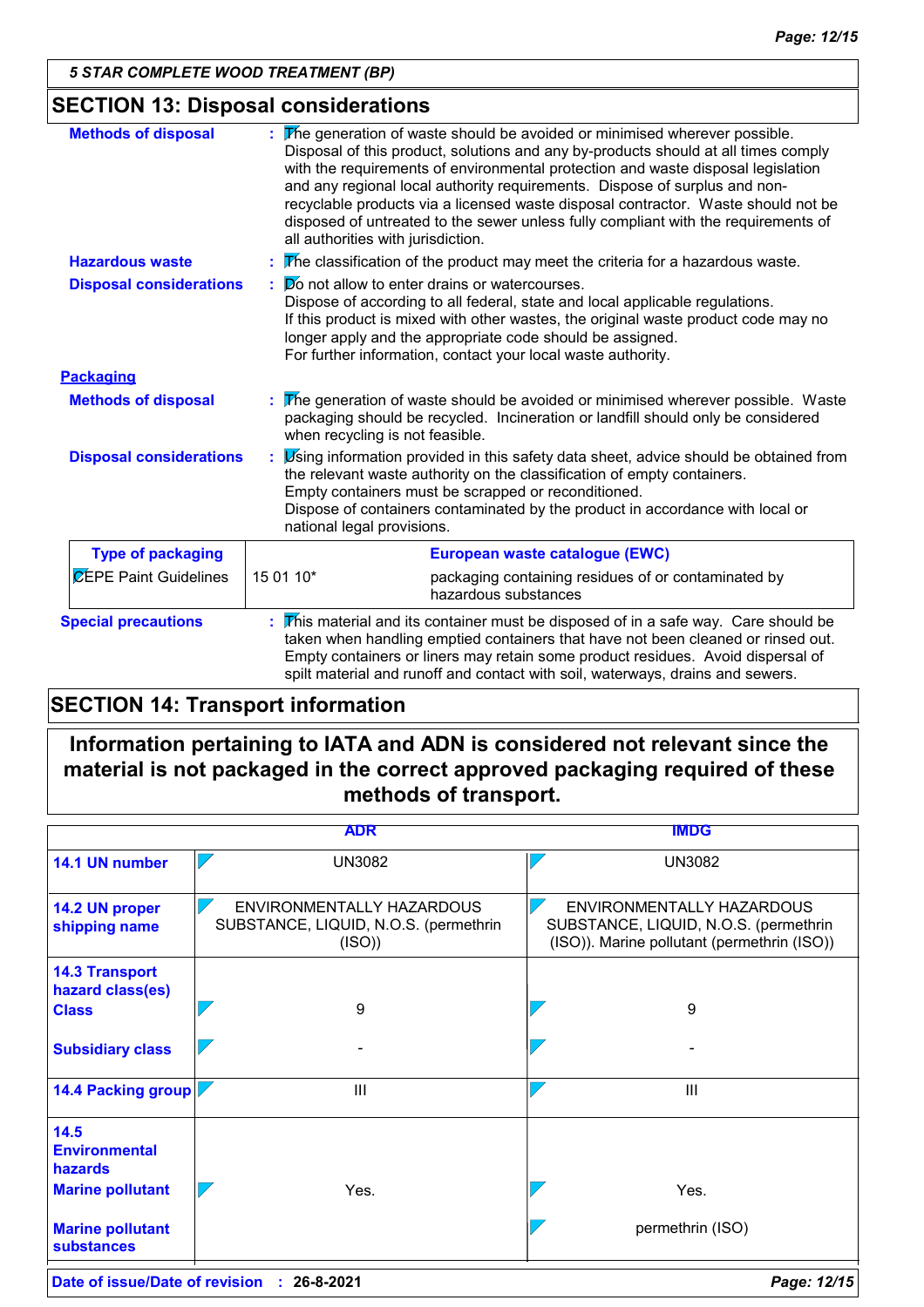5 STAR COMPLETE WOOD TREATMENT (BP)

## SECTION 13: Disposal considerations

**Methods of disposal** : The generation of waste should be avoided or minimised wherever possible. Disposal of this product, solutions and any by-products should at all times comply with the requirements of environmental protection and waste disposal legislation and any regional local authority requirements. Dispose of surplus and non-recyclable products via a licensed waste disposal contractor. Waste should not be disposed of untreated to the sewer unless fully compliant with the requirements of all authorities with jurisdiction.

**Hazardous waste** : The classification of the product may meet the criteria for a hazardous waste.

**Disposal considerations** : Do not allow to enter drains or watercourses.
Dispose of according to all federal, state and local applicable regulations.
If this product is mixed with other wastes, the original waste product code may no longer apply and the appropriate code should be assigned.
For further information, contact your local waste authority.

**Packaging**

**Methods of disposal** : The generation of waste should be avoided or minimised wherever possible. Waste packaging should be recycled. Incineration or landfill should only be considered when recycling is not feasible.

**Disposal considerations** : Using information provided in this safety data sheet, advice should be obtained from the relevant waste authority on the classification of empty containers.
Empty containers must be scrapped or reconditioned.
Dispose of containers contaminated by the product in accordance with local or national legal provisions.

| Type of packaging | European waste catalogue (EWC) | |
|---|---|---|
| CEPE Paint Guidelines | 15 01 10* | packaging containing residues of or contaminated by hazardous substances |

**Special precautions** : This material and its container must be disposed of in a safe way. Care should be taken when handling emptied containers that have not been cleaned or rinsed out. Empty containers or liners may retain some product residues. Avoid dispersal of spilt material and runoff and contact with soil, waterways, drains and sewers.

## SECTION 14: Transport information

**Information pertaining to IATA and ADN is considered not relevant since the material is not packaged in the correct approved packaging required of these methods of transport.**

| | ADR | IMDG |
|---|---|---|
| **14.1 UN number** | UN3082 | UN3082 |
| **14.2 UN proper shipping name** | ENVIRONMENTALLY HAZARDOUS SUBSTANCE, LIQUID, N.O.S. (permethrin (ISO)) | ENVIRONMENTALLY HAZARDOUS SUBSTANCE, LIQUID, N.O.S. (permethrin (ISO)). Marine pollutant (permethrin (ISO)) |
| **14.3 Transport hazard class(es)** | | |
| **Class** | 9 | 9 |
| **Subsidiary class** | - | - |
| **14.4 Packing group** | III | III |
| **14.5 Environmental hazards** | | |
| **Marine pollutant** | Yes. | Yes. |
| **Marine pollutant substances** | | permethrin (ISO) |

**Date of issue/Date of revision** : 26-8-2021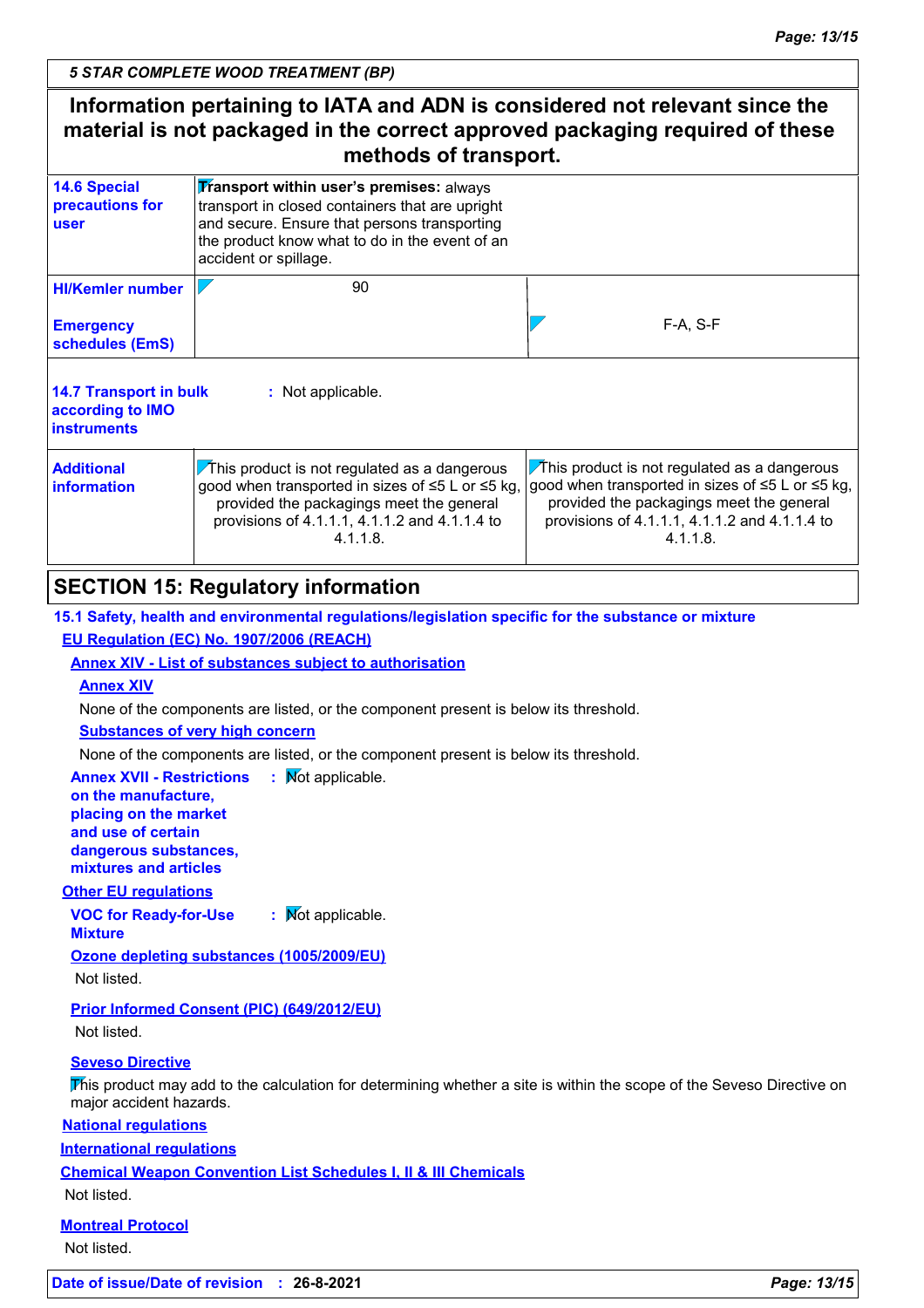**Information pertaining to IATA and ADN is considered not relevant since the material is not packaged in the correct approved packaging required of these methods of transport.**

| | | |
|---|---|---|
| **14.6 Special precautions for user** | **Transport within user's premises:** always transport in closed containers that are upright and secure. Ensure that persons transporting the product know what to do in the event of an accident or spillage. | |
| **HI/Kemler number** | 90 | |
| **Emergency schedules (EmS)** | | F-A, S-F |
| **14.7 Transport in bulk according to IMO instruments** | : Not applicable. | |
| **Additional information** | This product is not regulated as a dangerous good when transported in sizes of ≤5 L or ≤5 kg, provided the packagings meet the general provisions of 4.1.1.1, 4.1.1.2 and 4.1.1.4 to 4.1.1.8. | This product is not regulated as a dangerous good when transported in sizes of ≤5 L or ≤5 kg, provided the packagings meet the general provisions of 4.1.1.1, 4.1.1.2 and 4.1.1.4 to 4.1.1.8. |

## SECTION 15: Regulatory information

**15.1 Safety, health and environmental regulations/legislation specific for the substance or mixture**

**EU Regulation (EC) No. 1907/2006 (REACH)**

**Annex XIV - List of substances subject to authorisation**

**Annex XIV**

None of the components are listed, or the component present is below its threshold.

**Substances of very high concern**

None of the components are listed, or the component present is below its threshold.

**Annex XVII - Restrictions on the manufacture, placing on the market and use of certain dangerous substances, mixtures and articles** : Not applicable.

**Other EU regulations**

**VOC for Ready-for-Use Mixture** : Not applicable.

**Ozone depleting substances (1005/2009/EU)**

Not listed.

**Prior Informed Consent (PIC) (649/2012/EU)**

Not listed.

**Seveso Directive**

This product may add to the calculation for determining whether a site is within the scope of the Seveso Directive on major accident hazards.

**National regulations**

**International regulations**

**Chemical Weapon Convention List Schedules I, II & III Chemicals**

Not listed.

**Montreal Protocol**

Not listed.

**Date of issue/Date of revision** : **26-8-2021**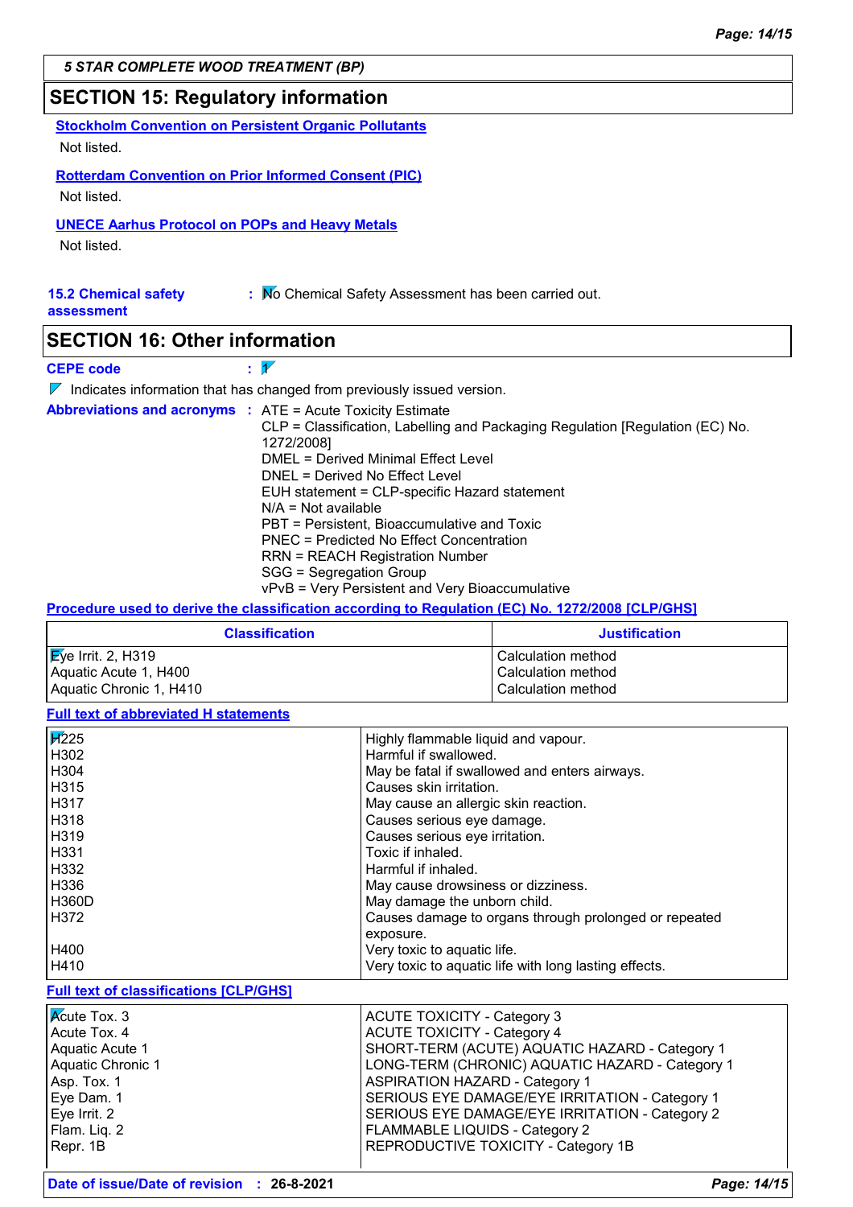## SECTION 15: Regulatory information

**Stockholm Convention on Persistent Organic Pollutants**

Not listed.

**Rotterdam Convention on Prior Informed Consent (PIC)**

Not listed.

**UNECE Aarhus Protocol on POPs and Heavy Metals**

Not listed.

**15.2 Chemical safety assessment** : No Chemical Safety Assessment has been carried out.

## SECTION 16: Other information

**CEPE code** : 1

Indicates information that has changed from previously issued version.

**Abbreviations and acronyms** :
ATE = Acute Toxicity Estimate
CLP = Classification, Labelling and Packaging Regulation [Regulation (EC) No. 1272/2008]
DMEL = Derived Minimal Effect Level
DNEL = Derived No Effect Level
EUH statement = CLP-specific Hazard statement
N/A = Not available
PBT = Persistent, Bioaccumulative and Toxic
PNEC = Predicted No Effect Concentration
RRN = REACH Registration Number
SGG = Segregation Group
vPvB = Very Persistent and Very Bioaccumulative

**Procedure used to derive the classification according to Regulation (EC) No. 1272/2008 [CLP/GHS]**

| Classification | Justification |
|---|---|
| Eye Irrit. 2, H319 | Calculation method |
| Aquatic Acute 1, H400 | Calculation method |
| Aquatic Chronic 1, H410 | Calculation method |

**Full text of abbreviated H statements**

| | |
|---|---|
| H225 | Highly flammable liquid and vapour. |
| H302 | Harmful if swallowed. |
| H304 | May be fatal if swallowed and enters airways. |
| H315 | Causes skin irritation. |
| H317 | May cause an allergic skin reaction. |
| H318 | Causes serious eye damage. |
| H319 | Causes serious eye irritation. |
| H331 | Toxic if inhaled. |
| H332 | Harmful if inhaled. |
| H336 | May cause drowsiness or dizziness. |
| H360D | May damage the unborn child. |
| H372 | Causes damage to organs through prolonged or repeated exposure. |
| H400 | Very toxic to aquatic life. |
| H410 | Very toxic to aquatic life with long lasting effects. |

**Full text of classifications [CLP/GHS]**

| | |
|---|---|
| Acute Tox. 3 | ACUTE TOXICITY - Category 3 |
| Acute Tox. 4 | ACUTE TOXICITY - Category 4 |
| Aquatic Acute 1 | SHORT-TERM (ACUTE) AQUATIC HAZARD - Category 1 |
| Aquatic Chronic 1 | LONG-TERM (CHRONIC) AQUATIC HAZARD - Category 1 |
| Asp. Tox. 1 | ASPIRATION HAZARD - Category 1 |
| Eye Dam. 1 | SERIOUS EYE DAMAGE/EYE IRRITATION - Category 1 |
| Eye Irrit. 2 | SERIOUS EYE DAMAGE/EYE IRRITATION - Category 2 |
| Flam. Liq. 2 | FLAMMABLE LIQUIDS - Category 2 |
| Repr. 1B | REPRODUCTIVE TOXICITY - Category 1B |

**Date of issue/Date of revision** : 26-8-2021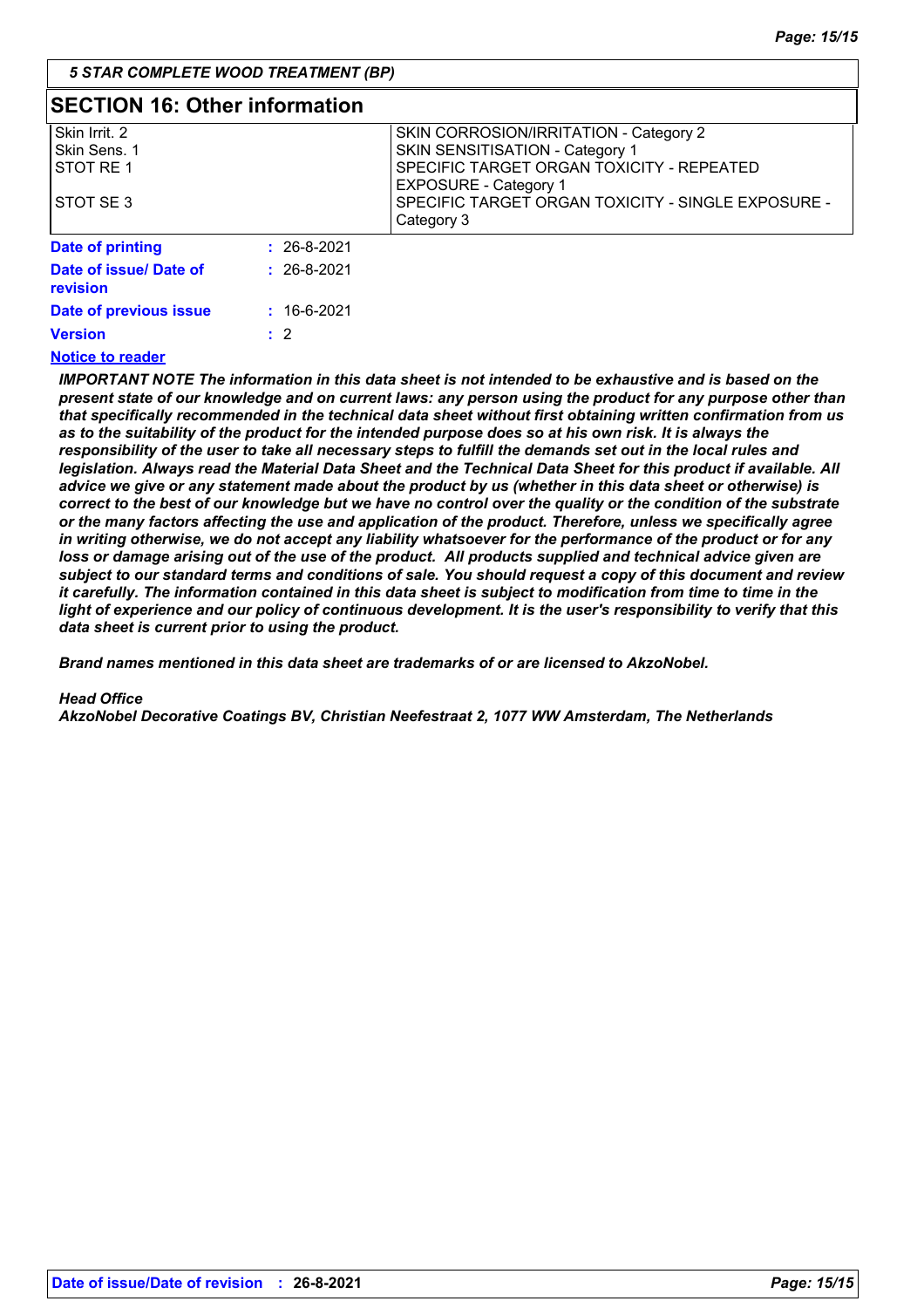## SECTION 16: Other information

| | |
|---|---|
| Skin Irrit. 2 | SKIN CORROSION/IRRITATION - Category 2 |
| Skin Sens. 1 | SKIN SENSITISATION - Category 1 |
| STOT RE 1 | SPECIFIC TARGET ORGAN TOXICITY - REPEATED EXPOSURE - Category 1 |
| STOT SE 3 | SPECIFIC TARGET ORGAN TOXICITY - SINGLE EXPOSURE - Category 3 |

**Date of printing** : 26-8-2021

**Date of issue/ Date of revision** : 26-8-2021

**Date of previous issue** : 16-6-2021

**Version** : 2

**Notice to reader**

***IMPORTANT NOTE The information in this data sheet is not intended to be exhaustive and is based on the present state of our knowledge and on current laws: any person using the product for any purpose other than that specifically recommended in the technical data sheet without first obtaining written confirmation from us as to the suitability of the product for the intended purpose does so at his own risk. It is always the responsibility of the user to take all necessary steps to fulfill the demands set out in the local rules and legislation. Always read the Material Data Sheet and the Technical Data Sheet for this product if available. All advice we give or any statement made about the product by us (whether in this data sheet or otherwise) is correct to the best of our knowledge but we have no control over the quality or the condition of the substrate or the many factors affecting the use and application of the product. Therefore, unless we specifically agree in writing otherwise, we do not accept any liability whatsoever for the performance of the product or for any loss or damage arising out of the use of the product. All products supplied and technical advice given are subject to our standard terms and conditions of sale. You should request a copy of this document and review it carefully. The information contained in this data sheet is subject to modification from time to time in the light of experience and our policy of continuous development. It is the user's responsibility to verify that this data sheet is current prior to using the product.***

***Brand names mentioned in this data sheet are trademarks of or are licensed to AkzoNobel.***

***Head Office***
***AkzoNobel Decorative Coatings BV, Christian Neefestraat 2, 1077 WW Amsterdam, The Netherlands***